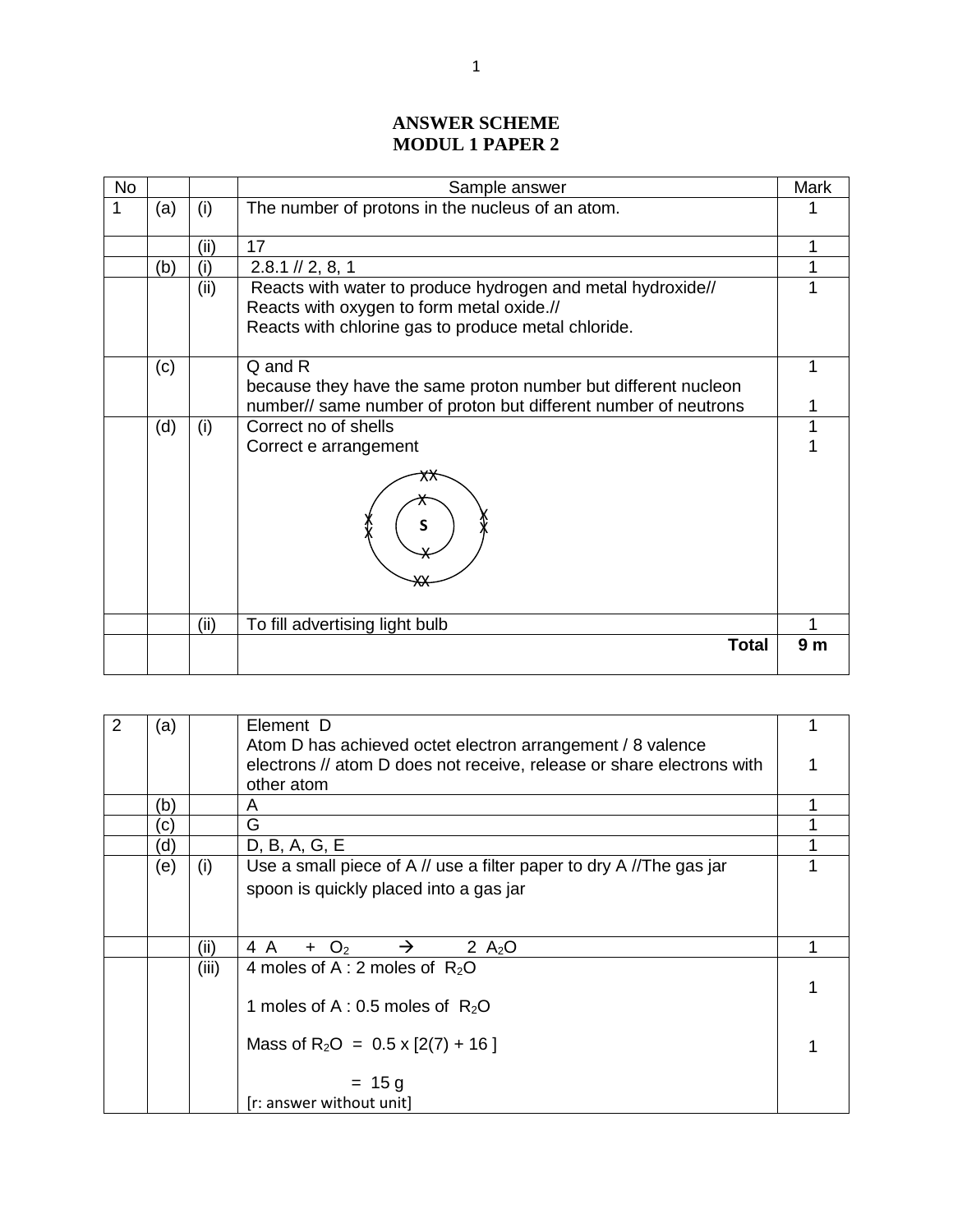# ANSWER SCHEME
## MODUL 1 PAPER 2

| No | | | Sample answer | Mark |
|---|---|---|---|---|
| 1 | (a) | (i) | The number of protons in the nucleus of an atom. | 1 |
| | | (ii) | 17 | 1 |
| | (b) | (i) | 2.8.1 // 2, 8, 1 | 1 |
| | | (ii) | Reacts with water to produce hydrogen and metal hydroxide// Reacts with oxygen to form metal oxide.// Reacts with chlorine gas to produce metal chloride. | 1 |
| | (c) | | Q and R<br>because they have the same proton number but different nucleon number// same number of proton but different number of neutrons | 1<br><br>1 |
| | (d) | (i) | Correct no of shells<br>Correct e arrangement<br>[Diagram: atom S with 2 shells – inner shell 2 electrons, outer shell 8 electrons] | 1<br>1 |
| | | (ii) | To fill advertising light bulb | 1 |
| | | | **Total** | **9 m** |

| No | | | Sample answer | Mark |
|---|---|---|---|---|
| 2 | (a) | | Element D<br>Atom D has achieved octet electron arrangement / 8 valence electrons // atom D does not receive, release or share electrons with other atom | 1<br><br>1 |
| | (b) | | A | 1 |
| | (c) | | G | 1 |
| | (d) | | D, B, A, G, E | 1 |
| | (e) | (i) | Use a small piece of A // use a filter paper to dry A //The gas jar spoon is quickly placed into a gas jar | 1 |
| | | (ii) | $4\ A + O_2 \rightarrow 2\ A_2O$ | 1 |
| | | (iii) | 4 moles of A : 2 moles of $R_2O$<br><br>1 moles of A : 0.5 moles of $R_2O$<br><br>Mass of $R_2O$ = 0.5 x [2(7) + 16 ]<br><br>= 15 g<br>[r: answer without unit] | <br><br>1<br><br><br>1 |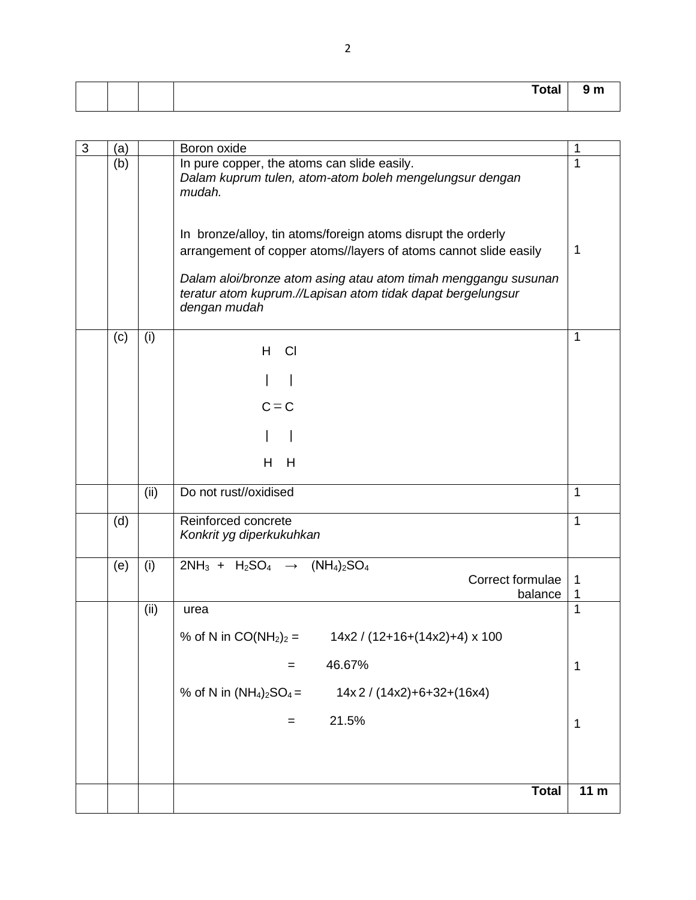| | | | Total | 9 m |
|---|---|---|---|---|

| | | | | |
|---|---|---|---|---|
| 3 | (a) | | Boron oxide | 1 |
| | (b) | | In pure copper, the atoms can slide easily.<br>*Dalam kuprum tulen, atom-atom boleh mengelungsur dengan mudah.* | 1 |
| | | | In bronze/alloy, tin atoms/foreign atoms disrupt the orderly arrangement of copper atoms//layers of atoms cannot slide easily<br>*Dalam aloi/bronze atom asing atau atom timah menggangu susunan teratur atom kuprum.//Lapisan atom tidak dapat bergelungsur dengan mudah* | 1 |
| | (c) | (i) | H Cl<br>\| \|<br>C = C<br>\| \|<br>H H | 1 |
| | | (ii) | Do not rust//oxidised | 1 |
| | (d) | | Reinforced concrete<br>*Konkrit yg diperkukuhkan* | 1 |
| | (e) | (i) | $2NH_3 + H_2SO_4 \rightarrow (NH_4)_2SO_4$<br>Correct formulae<br>balance | <br>1<br>1 |
| | | (ii) | urea<br>% of N in $CO(NH_2)_2$ = 14x2 / (12+16+(14x2)+4) x 100<br>= 46.67%<br>% of N in $(NH_4)_2SO_4$ = 14x 2 / (14x2)+6+32+(16x4)<br>= 21.5% | 1<br><br>1<br><br>1 |
| | | | Total | 11 m |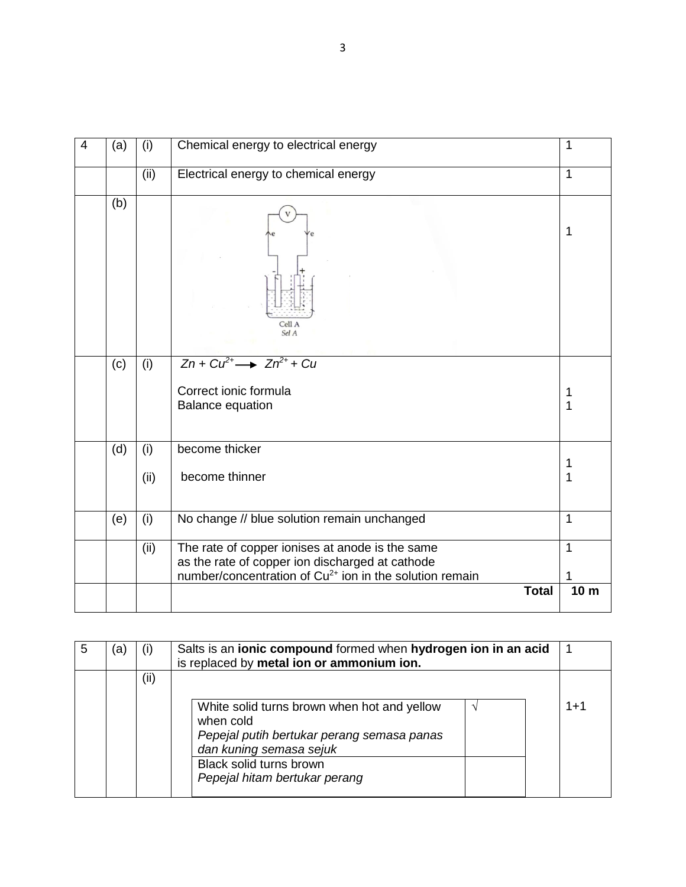| 4 | (a) | (i) | Chemical energy to electrical energy | 1 |
|---|---|---|---|---|
| | | (ii) | Electrical energy to chemical energy | 1 |
| | (b) | | Cell A<br>*Sel A* | 1 |
| | (c) | (i) | $Zn + Cu^{2+} \longrightarrow Zn^{2+} + Cu$<br><br>Correct ionic formula<br>Balance equation | <br><br>1<br>1 |
| | (d) | (i)<br><br>(ii) | become thicker<br><br>become thinner | 1<br>1 |
| | (e) | (i) | No change // blue solution remain unchanged | 1 |
| | | (ii) | The rate of copper ionises at anode is the same as the rate of copper ion discharged at cathode<br>number/concentration of $Cu^{2+}$ ion in the solution remain | 1<br><br>1 |
| | | | **Total** | **10 m** |

| 5 | (a) | (i) | Salts is an **ionic compound** formed when **hydrogen ion in an acid** is replaced by **metal ion or ammonium ion.** | 1 |
|---|---|---|---|---|
| | | (ii) | White solid turns brown when hot and yellow when cold / *Pepejal putih bertukar perang semasa panas dan kuning semasa sejuk* : √<br>Black solid turns brown / *Pepejal hitam bertukar perang* : | 1+1 |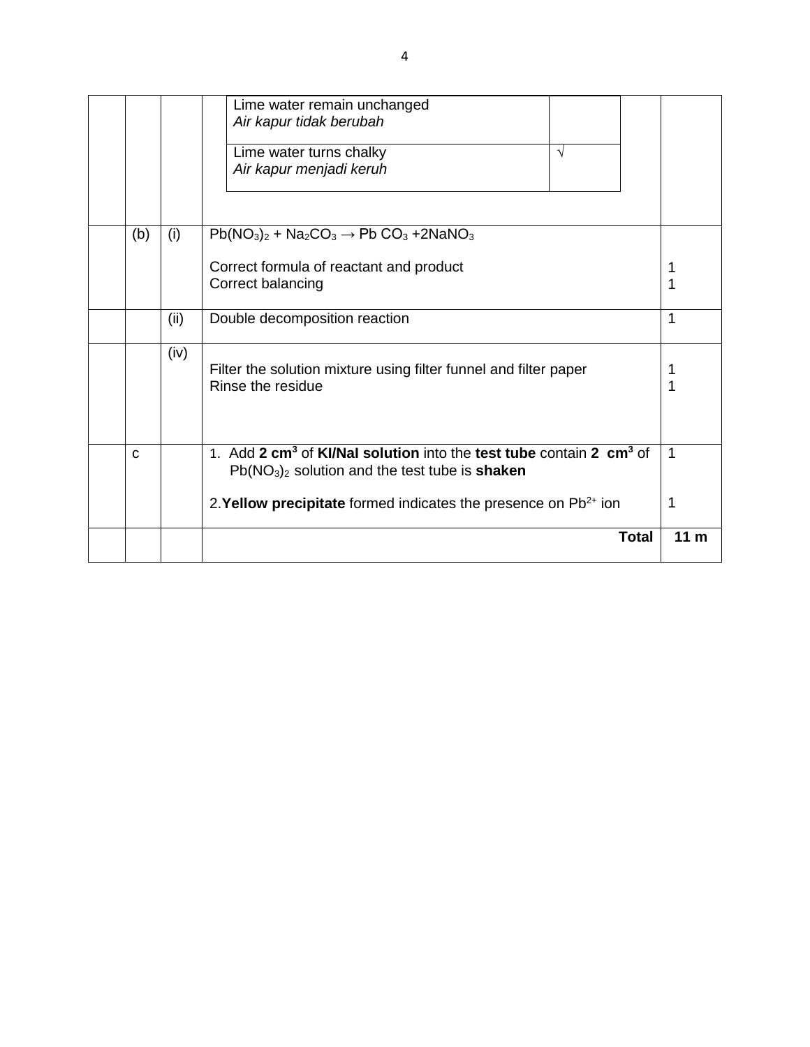| | | | | |
|---|---|---|---|---|
| | | | Lime water remain unchanged<br>*Air kapur tidak berubah* — <br>Lime water turns chalky<br>*Air kapur menjadi keruh* — √ | |
| | (b) | (i) | $Pb(NO_3)_2 + Na_2CO_3 \rightarrow PbCO_3 + 2NaNO_3$<br><br>Correct formula of reactant and product<br>Correct balancing | <br><br>1<br>1 |
| | | (ii) | Double decomposition reaction | 1 |
| | | (iv) | Filter the solution mixture using filter funnel and filter paper<br>Rinse the residue | 1<br>1 |
| | c | | 1. Add **2 $cm^3$** of **KI/NaI solution** into the **test tube** contain **2 $cm^3$** of $Pb(NO_3)_2$ solution and the test tube is **shaken**<br><br>2. **Yellow precipitate** formed indicates the presence on $Pb^{2+}$ ion | 1<br><br><br>1 |
| | | | **Total** | **11 m** |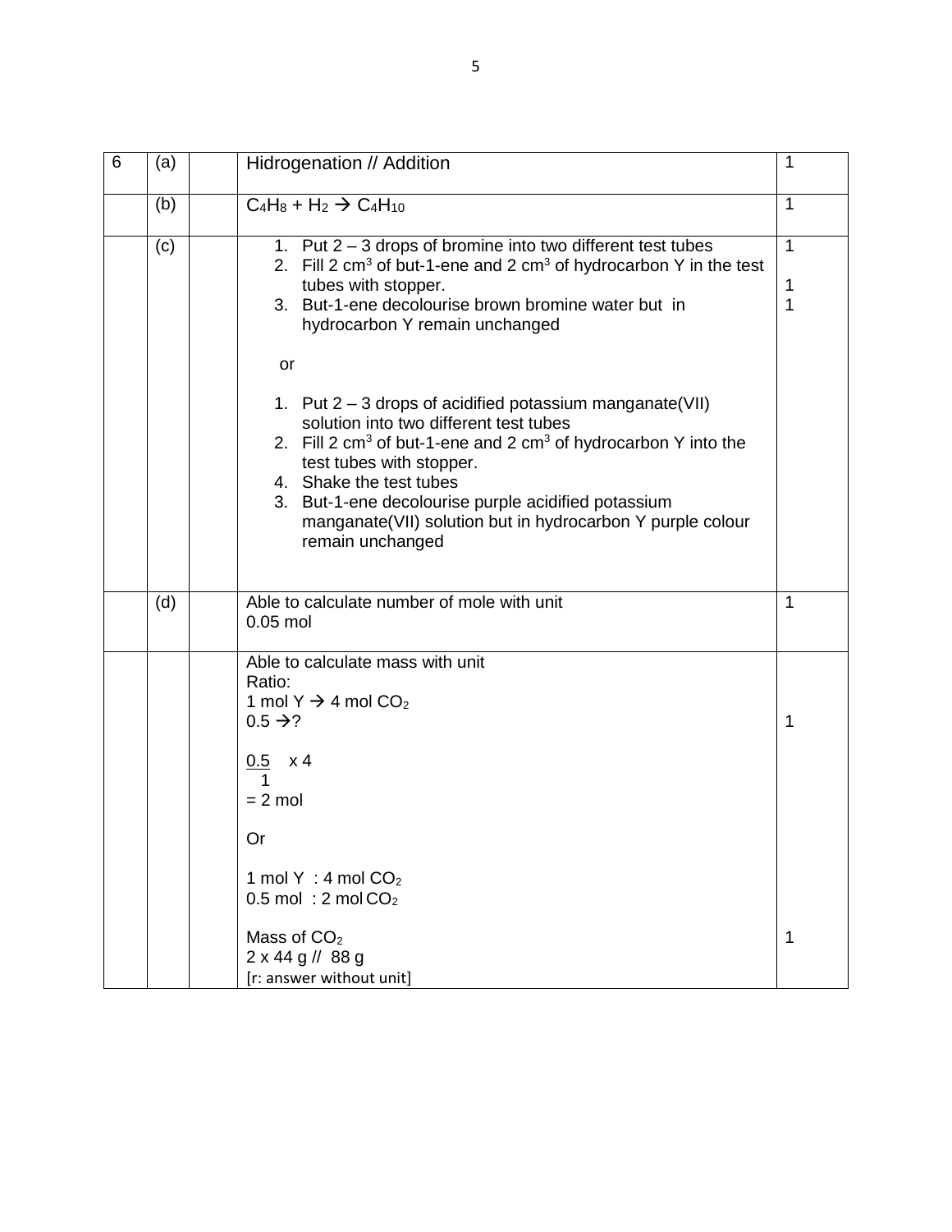| 6 | (a) | | Hidrogenation // Addition | 1 |
|---|---|---|---|---|
| | (b) | | $C_4H_8 + H_2 \rightarrow C_4H_{10}$ | 1 |
| | (c) | | 1. Put 2 – 3 drops of bromine into two different test tubes<br>2. Fill 2 $cm^3$ of but-1-ene and 2 $cm^3$ of hydrocarbon Y in the test tubes with stopper.<br>3. But-1-ene decolourise brown bromine water but in hydrocarbon Y remain unchanged<br><br>or<br><br>1. Put 2 – 3 drops of acidified potassium manganate(VII) solution into two different test tubes<br>2. Fill 2 $cm^3$ of but-1-ene and 2 $cm^3$ of hydrocarbon Y into the test tubes with stopper.<br>4. Shake the test tubes<br>3. But-1-ene decolourise purple acidified potassium manganate(VII) solution but in hydrocarbon Y purple colour remain unchanged | 1<br><br>1<br>1 |
| | (d) | | Able to calculate number of mole with unit<br>0.05 mol | 1 |
| | | | Able to calculate mass with unit<br>Ratio:<br>1 mol Y $\rightarrow$ 4 mol $CO_2$<br>0.5 $\rightarrow$?<br><br>$\frac{0.5}{1} \times 4$<br>= 2 mol<br><br>Or<br><br>1 mol Y : 4 mol $CO_2$<br>0.5 mol : 2 mol $CO_2$<br><br>Mass of $CO_2$<br>2 x 44 g // 88 g<br>[r: answer without unit] | <br><br><br>1<br><br><br><br><br><br><br><br><br><br>1 |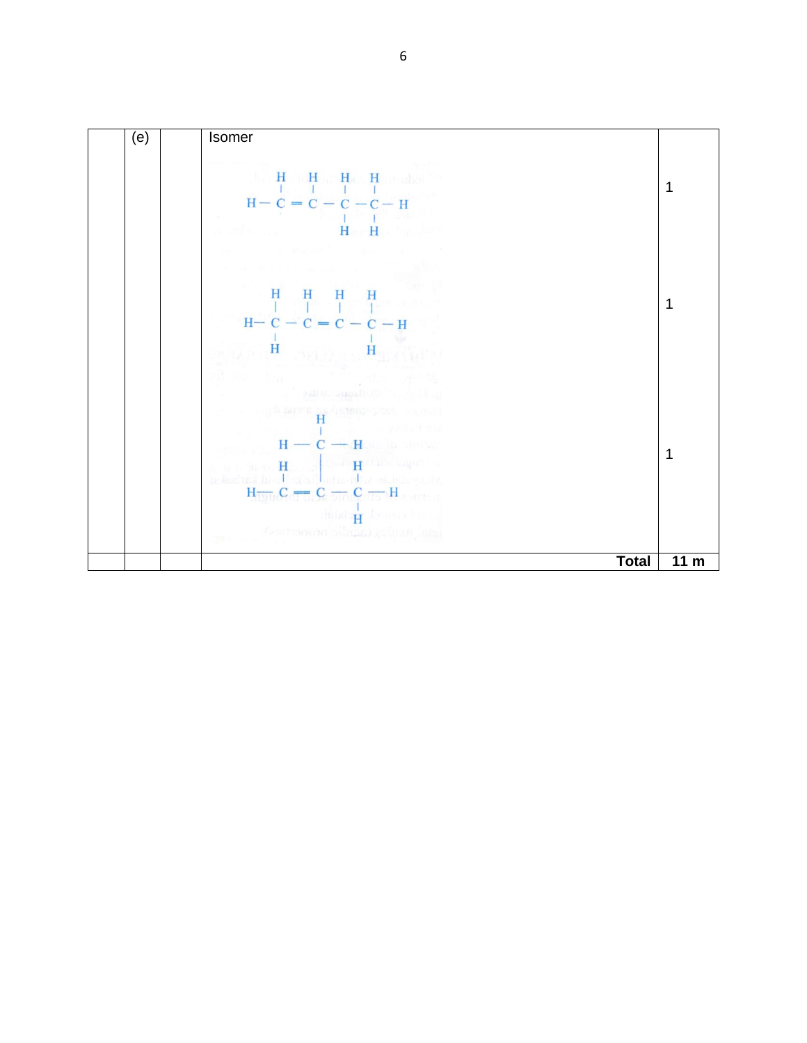| | (e) | | Isomer | |
|---|---|---|---|---|
| | | | $CH_2=CH-CH_2-CH_3$ | 1 |
| | | | $CH_3-CH=CH-CH_3$ | 1 |
| | | | $CH_2=C(CH_3)-CH_3$ | 1 |
| | | | **Total** | **11 m** |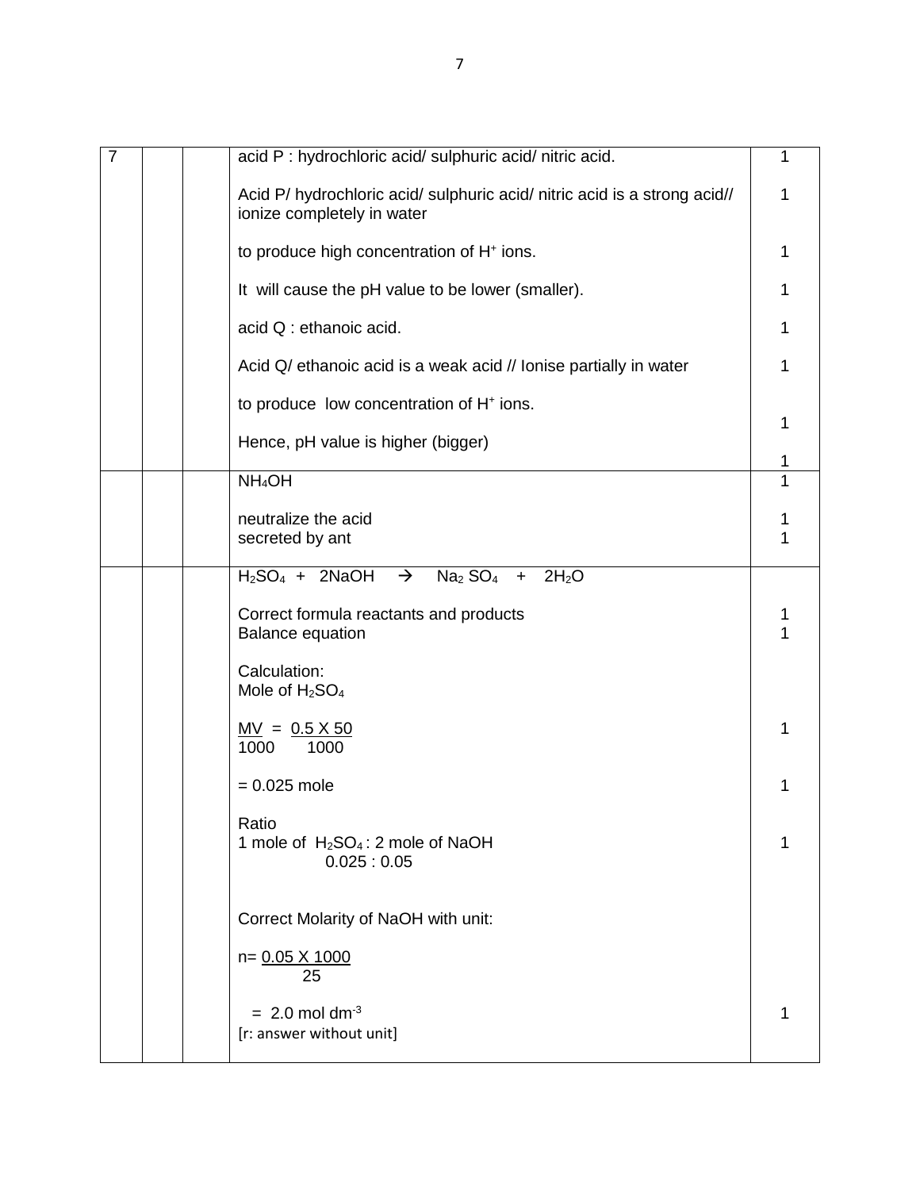| | | | | |
|---|---|---|---|---|
| 7 | | | acid P : hydrochloric acid/ sulphuric acid/ nitric acid.<br><br>Acid P/ hydrochloric acid/ sulphuric acid/ nitric acid is a strong acid// ionize completely in water<br><br>to produce high concentration of $H^+$ ions.<br><br>It will cause the pH value to be lower (smaller).<br><br>acid Q : ethanoic acid.<br><br>Acid Q/ ethanoic acid is a weak acid // Ionise partially in water<br><br>to produce low concentration of $H^+$ ions.<br><br>Hence, pH value is higher (bigger) | 1<br><br>1<br><br><br>1<br><br>1<br><br>1<br><br>1<br><br>1<br><br>1 |
| | | | $NH_4OH$<br><br>neutralize the acid<br>secreted by ant | 1<br><br>1<br>1 |
| | | | $H_2SO_4 + 2NaOH \rightarrow Na_2SO_4 + 2H_2O$<br><br>Correct formula reactants and products<br>Balance equation<br><br>Calculation:<br>Mole of $H_2SO_4$<br><br>$\frac{MV}{1000} = \frac{0.5 \times 50}{1000}$<br><br>= 0.025 mole<br><br>Ratio<br>1 mole of $H_2SO_4$ : 2 mole of NaOH<br>0.025 : 0.05<br><br>Correct Molarity of NaOH with unit:<br><br>$n = \frac{0.05 \times 1000}{25}$<br><br>= 2.0 mol $dm^{-3}$<br>[r: answer without unit] | <br><br>1<br>1<br><br><br><br><br>1<br><br>1<br><br><br>1<br><br><br><br><br><br><br>1 |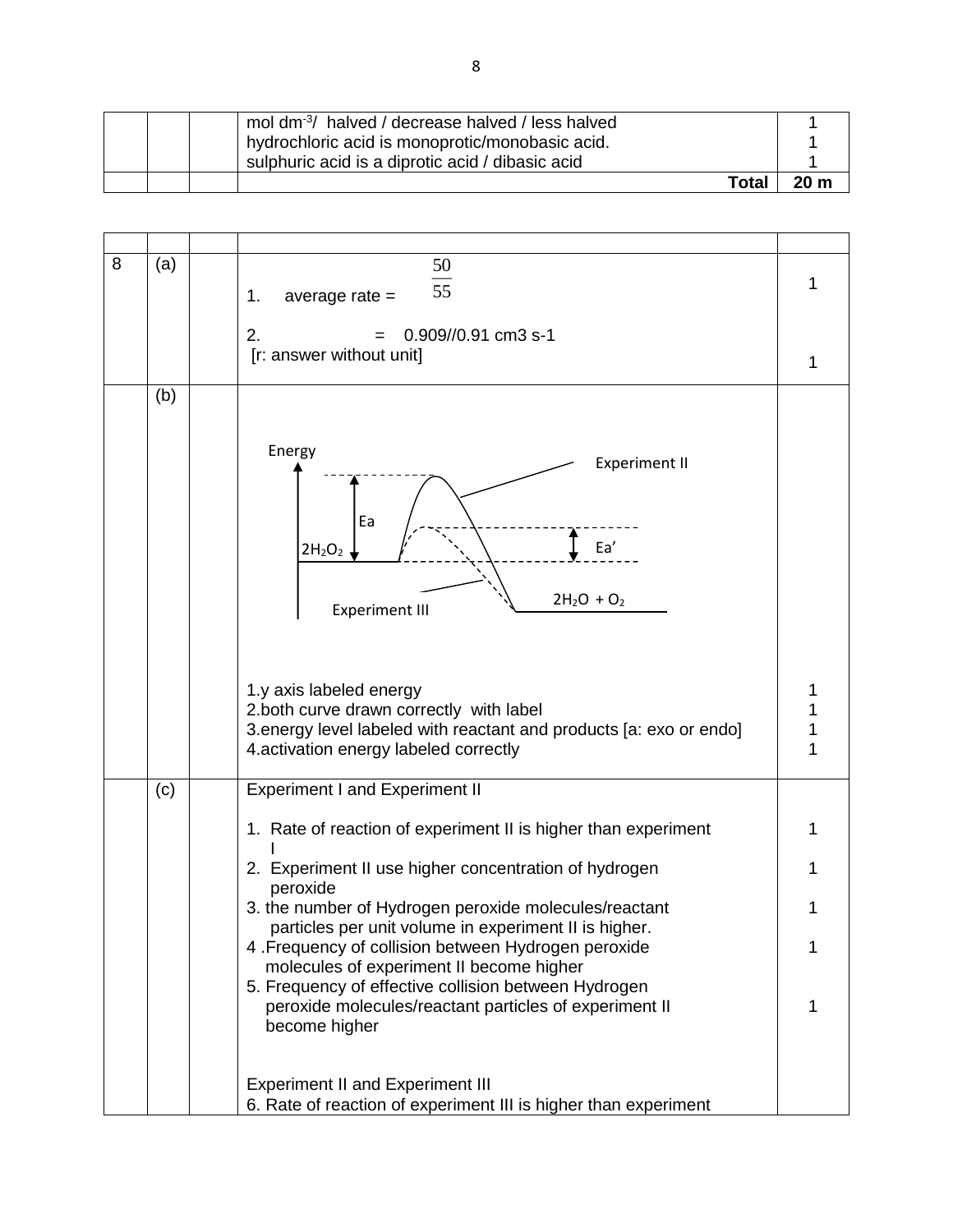| | | | | |
|---|---|---|---|---|
| | | | mol $dm^{-3}$/ halved / decrease halved / less halved<br>hydrochloric acid is monoprotic/monobasic acid.<br>sulphuric acid is a diprotic acid / dibasic acid | 1<br>1<br>1 |
| | | | **Total** | **20 m** |

| | | | | |
|---|---|---|---|---|
| 8 | (a) | | 1. average rate = $\frac{50}{55}$<br><br>2. = 0.909//0.91 cm3 s-1<br>[r: answer without unit] | 1<br><br><br>1 |
| | (b) | | Energy; $2H_2O_2$; Ea; Ea'; $2H_2O + O_2$; Experiment II; Experiment III<br><br>1.y axis labeled energy<br>2.both curve drawn correctly with label<br>3.energy level labeled with reactant and products [a: exo or endo]<br>4.activation energy labeled correctly | <br><br>1<br>1<br>1<br>1 |
| | (c) | | Experiment I and Experiment II<br><br>1. Rate of reaction of experiment II is higher than experiment I<br>2. Experiment II use higher concentration of hydrogen peroxide<br>3. the number of Hydrogen peroxide molecules/reactant particles per unit volume in experiment II is higher.<br>4 .Frequency of collision between Hydrogen peroxide molecules of experiment II become higher<br>5. Frequency of effective collision between Hydrogen peroxide molecules/reactant particles of experiment II become higher<br><br>Experiment II and Experiment III<br>6. Rate of reaction of experiment III is higher than experiment | <br><br>1<br>1<br>1<br>1<br>1 |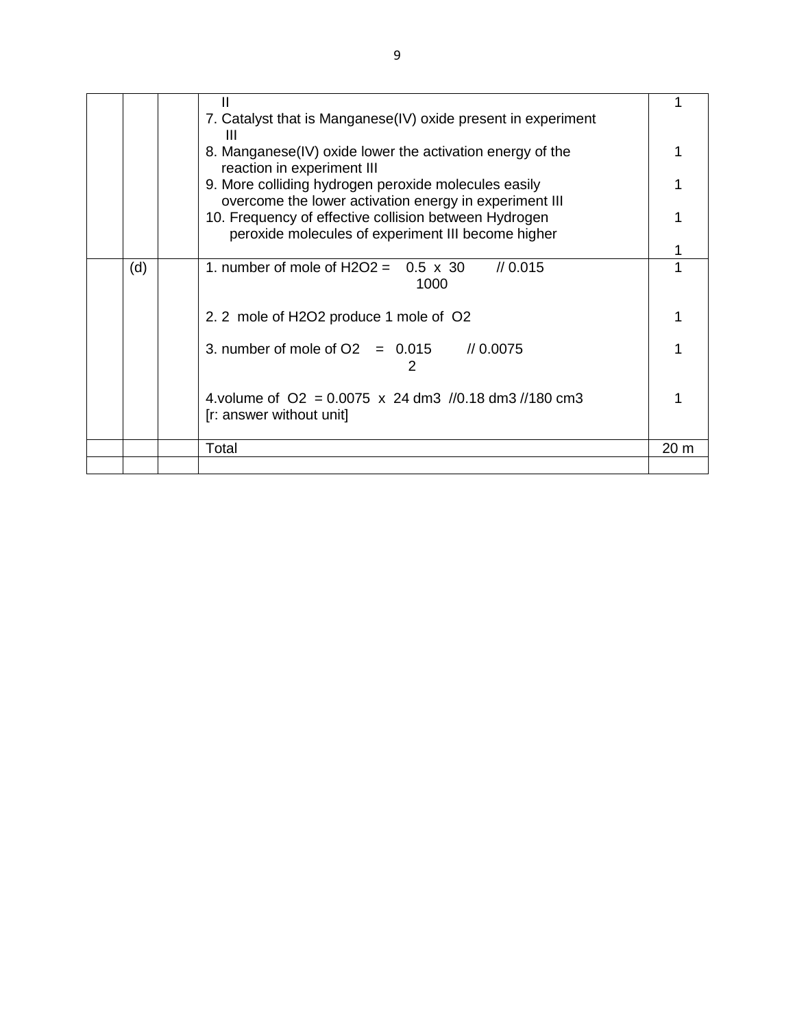| | | | | |
|---|---|---|---|---|
| | | | II<br>7. Catalyst that is Manganese(IV) oxide present in experiment III<br>8. Manganese(IV) oxide lower the activation energy of the reaction in experiment III<br>9. More colliding hydrogen peroxide molecules easily overcome the lower activation energy in experiment III<br>10. Frequency of effective collision between Hydrogen peroxide molecules of experiment III become higher | 1<br><br>1<br><br>1<br><br>1<br><br>1 |
| | (d) | | 1. number of mole of $H_2O_2$ = $\frac{0.5 \times 30}{1000}$ // 0.015<br><br>2. 2 mole of $H_2O_2$ produce 1 mole of $O_2$<br><br>3. number of mole of $O_2$ = $\frac{0.015}{2}$ // 0.0075<br><br>4.volume of $O_2$ = 0.0075 x 24 $dm^3$ //0.18 $dm^3$ //180 $cm^3$<br>[r: answer without unit] | 1<br><br>1<br><br>1<br><br>1 |
| | | | Total | 20 m |
| | | | | |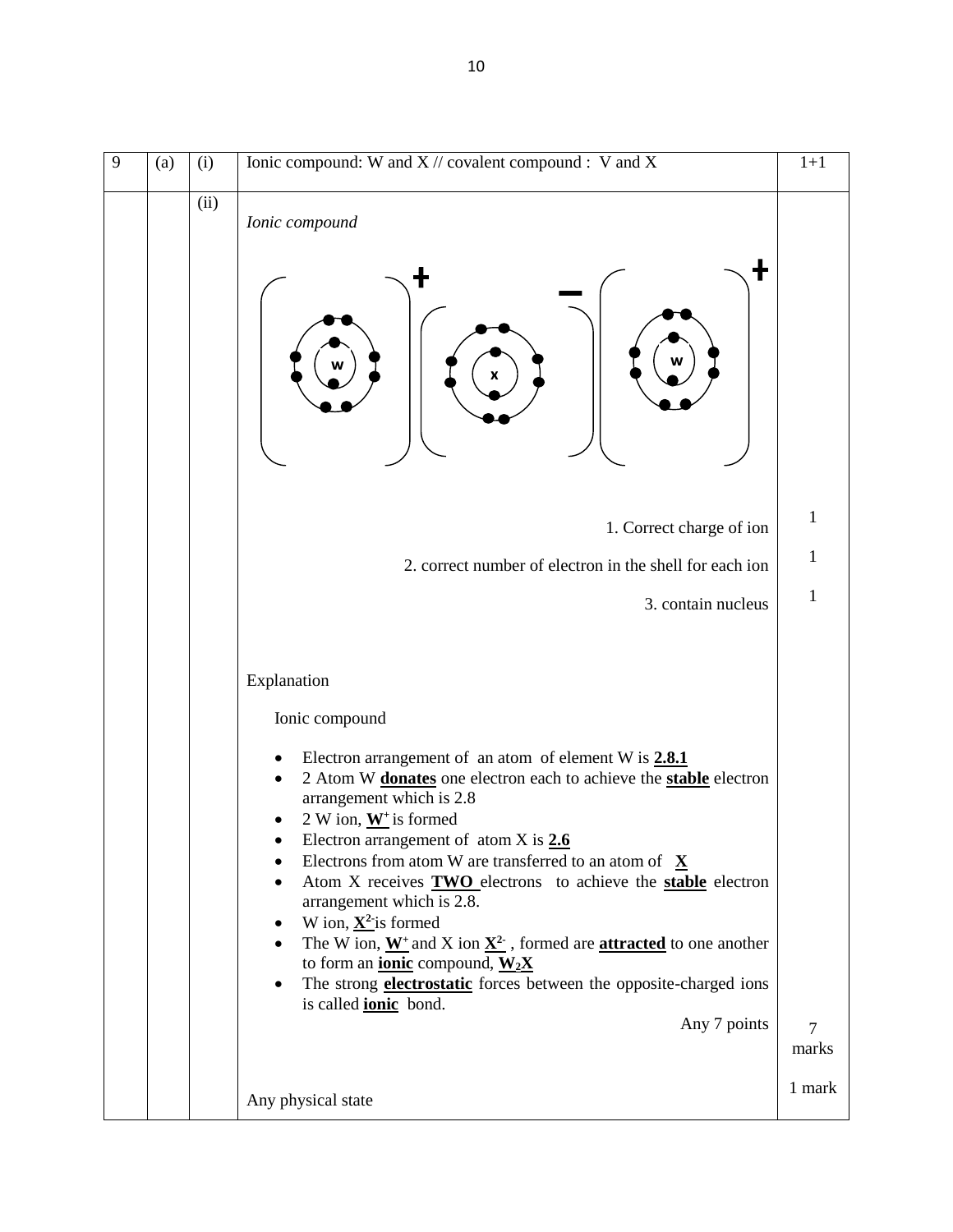| 9 | (a) | (i) | Ionic compound: W and X // covalent compound : V and X | 1+1 |
|---|---|---|---|---|
| | | (ii) | *Ionic compound* | |
| | | | 1. Correct charge of ion | 1 |
| | | | 2. correct number of electron in the shell for each ion | 1 |
| | | | 3. contain nucleus | 1 |
| | | | Explanation<br><br>Ionic compound<br><br>• Electron arrangement of an atom of element W is **<u>2.8.1</u>**<br>• 2 Atom W **<u>donates</u>** one electron each to achieve the **<u>stable</u>** electron arrangement which is 2.8<br>• 2 W ion, **<u>$W^+$</u>** is formed<br>• Electron arrangement of atom X is **<u>2.6</u>**<br>• Electrons from atom W are transferred to an atom of **<u>X</u>**<br>• Atom X receives **<u>TWO</u>** electrons to achieve the **<u>stable</u>** electron arrangement which is 2.8.<br>• W ion, **<u>$X^{2-}$</u>** is formed<br>• The W ion, **<u>$W^+$</u>** and X ion **<u>$X^{2-}$</u>** , formed are **<u>attracted</u>** to one another to form an **<u>ionic</u>** compound, **<u>$W_2X$</u>**<br>• The strong **<u>electrostatic</u>** forces between the opposite-charged ions is called **<u>ionic</u>** bond.<br><br>Any 7 points | 7 marks |
| | | | Any physical state | 1 mark |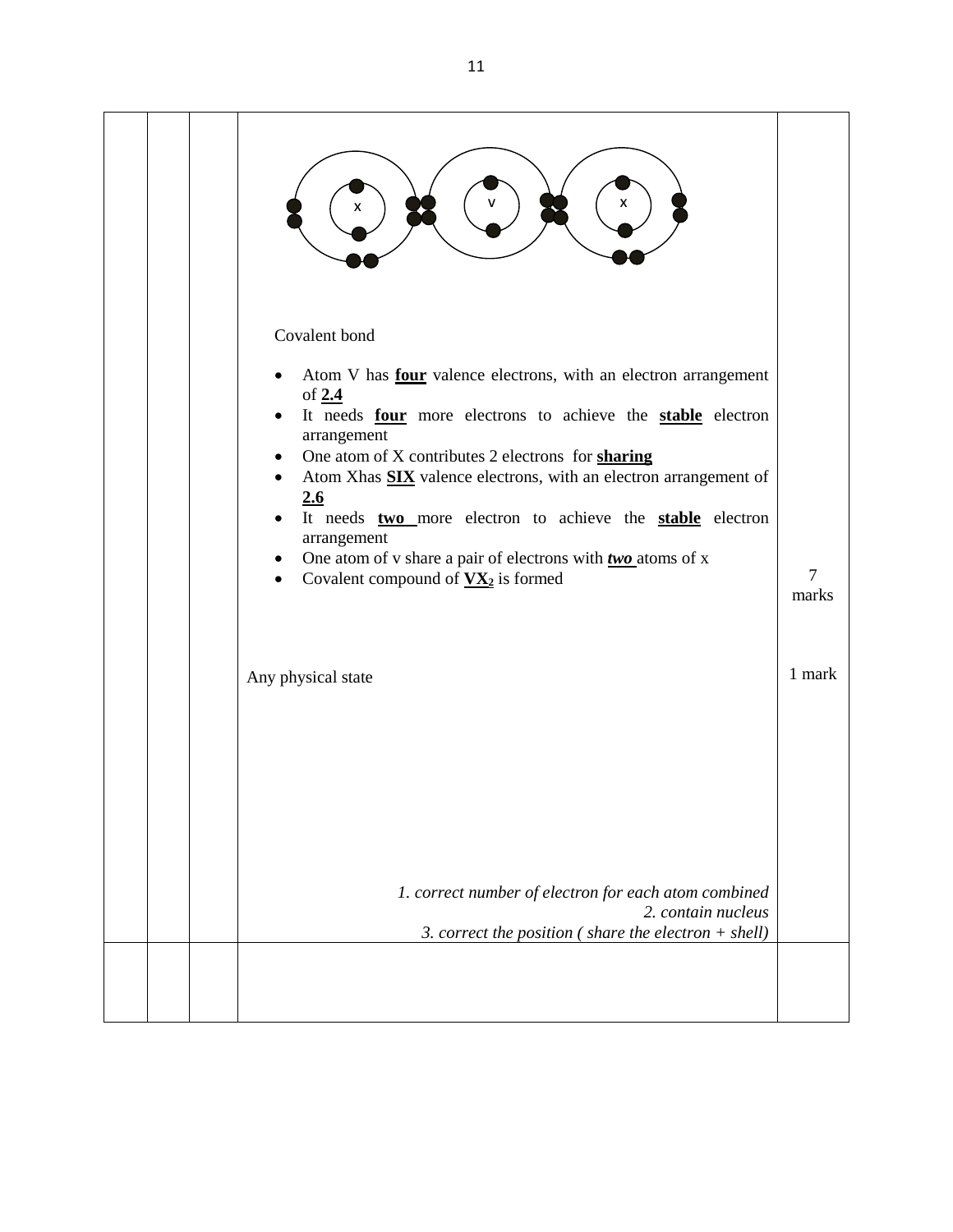| | | | | |
|---|---|---|---|---|
| | | | Covalent bond<br><br>• Atom V has **four** valence electrons, with an electron arrangement of **2.4**<br>• It needs **four** more electrons to achieve the **stable** electron arrangement<br>• One atom of X contributes 2 electrons for **sharing**<br>• Atom Xhas **SIX** valence electrons, with an electron arrangement of **2.6**<br>• It needs **two** more electron to achieve the **stable** electron arrangement<br>• One atom of v share a pair of electrons with ***two*** atoms of x<br>• Covalent compound of $VX_2$ is formed | 7 marks |
| | | | Any physical state | 1 mark |
| | | | *1. correct number of electron for each atom combined*<br>*2. contain nucleus*<br>*3. correct the position ( share the electron + shell)* | |
| | | | | |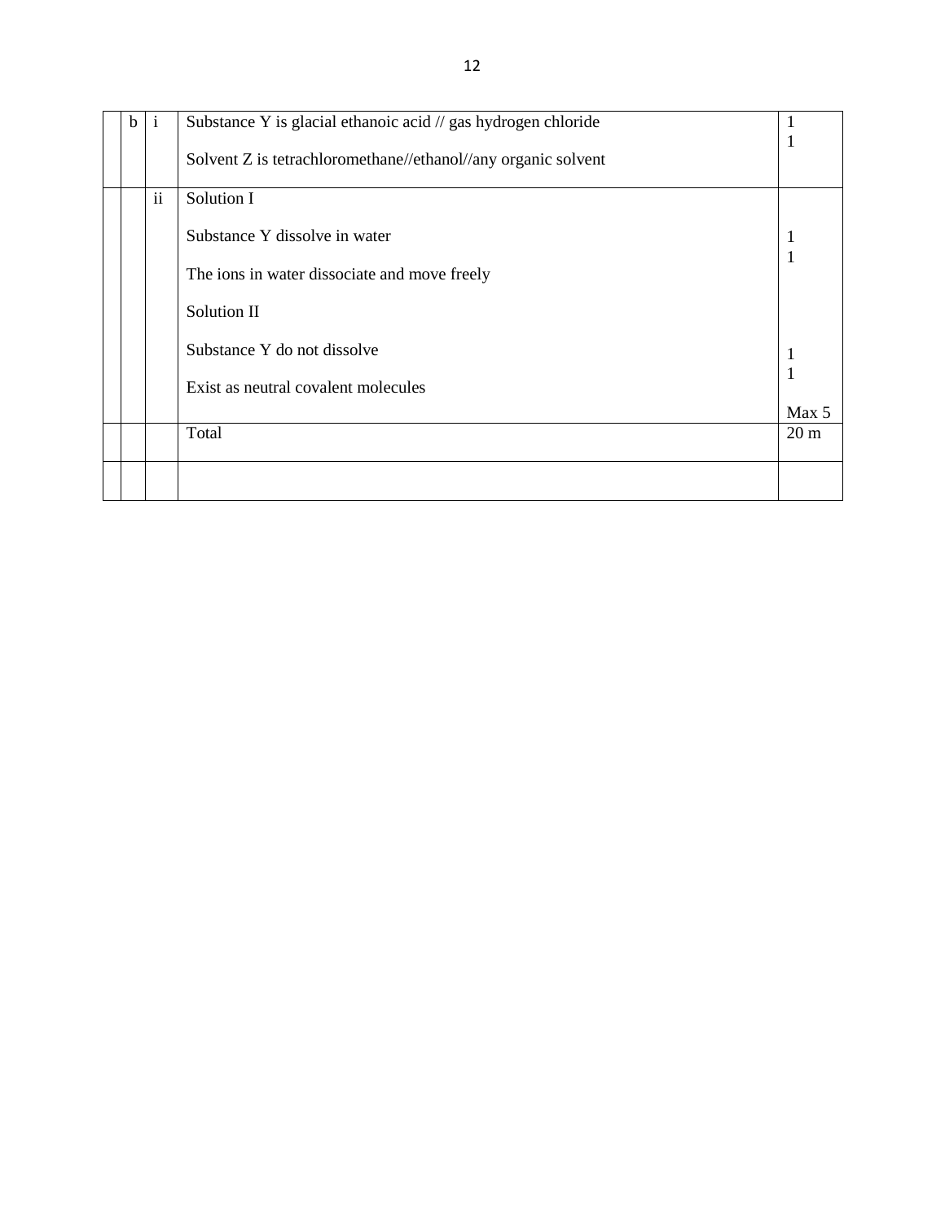| | | | | |
|---|---|---|---|---|
| | b | i | Substance Y is glacial ethanoic acid // gas hydrogen chloride<br><br>Solvent Z is tetrachloromethane//ethanol//any organic solvent | 1<br>1 |
| | | ii | Solution I<br><br>Substance Y dissolve in water<br><br>The ions in water dissociate and move freely<br><br>Solution II<br><br>Substance Y do not dissolve<br><br>Exist as neutral covalent molecules | <br><br>1<br>1<br><br><br><br>1<br>1<br><br>Max 5 |
| | | | Total | 20 m |
| | | | | |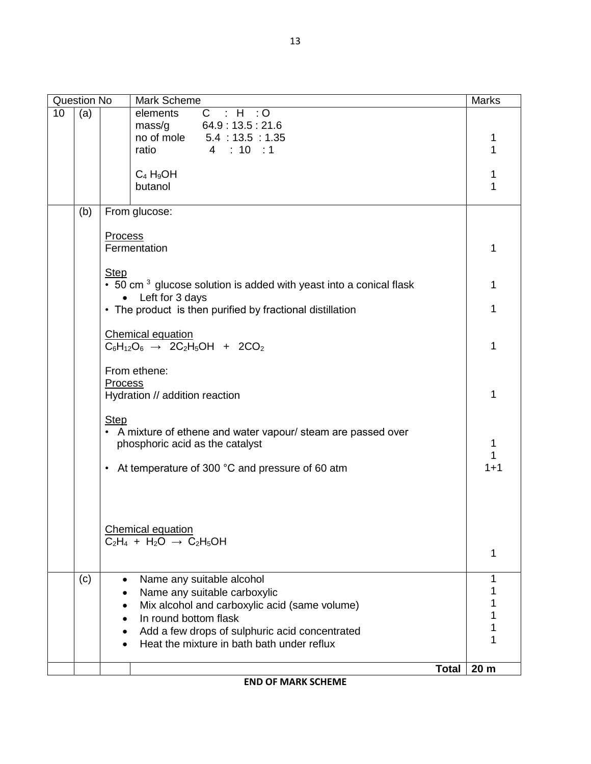| Question No | | | Mark Scheme | Marks |
|---|---|---|---|---|
| 10 | (a) | | elements C : H : O<br>mass/g 64.9 : 13.5 : 21.6<br>no of mole 5.4 : 13.5 : 1.35<br>ratio 4 : 10 : 1<br><br>$C_4H_9OH$<br>butanol | <br><br>1<br>1<br><br>1<br>1 |
| | (b) | From glucose:<br><br>Process<br>Fermentation<br><br>Step<br>• 50 $cm^3$ glucose solution is added with yeast into a conical flask<br>• Left for 3 days<br>• The product is then purified by fractional distillation<br><br>Chemical equation<br>$C_6H_{12}O_6 \rightarrow 2C_2H_5OH + 2CO_2$<br><br>From ethene:<br>Process<br>Hydration // addition reaction<br><br>Step<br>• A mixture of ethene and water vapour/ steam are passed over phosphoric acid as the catalyst<br><br>• At temperature of 300 °C and pressure of 60 atm<br><br>Chemical equation<br>$C_2H_4 + H_2O \rightarrow C_2H_5OH$ | | <br><br><br>1<br><br><br>1<br><br>1<br><br><br>1<br><br><br><br>1<br><br><br>1<br>1<br>1+1<br><br><br>1 |
| | (c) | • Name any suitable alcohol<br>• Name any suitable carboxylic<br>• Mix alcohol and carboxylic acid (same volume)<br>• In round bottom flask<br>• Add a few drops of sulphuric acid concentrated<br>• Heat the mixture in bath bath under reflux | | 1<br>1<br>1<br>1<br>1<br>1 |
| | | | **Total** | **20 m** |

**END OF MARK SCHEME**